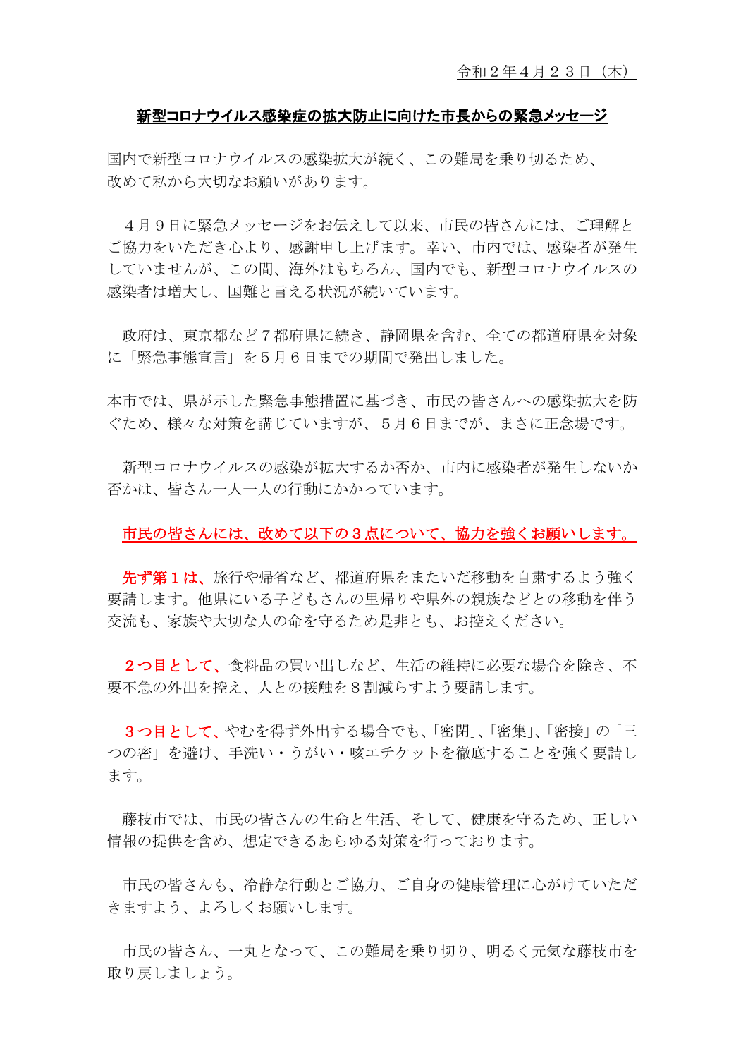令和２年４月２３日（木）

## 新型コロナウイルス感染症の拡大防止に向けた市長からの緊急メッセージ

国内で新型コロナウイルスの感染拡大が続く、この難局を乗り切るため、改めて私から大切なお願いがあります。

４月９日に緊急メッセージをお伝えして以来、市民の皆さんには、ご理解とご協力をいただき心より、感謝申し上げます。幸い、市内では、感染者が発生していませんが、この間、海外はもちろん、国内でも、新型コロナウイルスの感染者は増大し、国難と言える状況が続いています。

政府は、東京都など７都府県に続き、静岡県を含む、全ての都道府県を対象に「緊急事態宣言」を５月６日までの期間で発出しました。

本市では、県が示した緊急事態措置に基づき、市民の皆さんへの感染拡大を防ぐため、様々な対策を講じていますが、５月６日までが、まさに正念場です。

新型コロナウイルスの感染が拡大するか否か、市内に感染者が発生しないか否かは、皆さん一人一人の行動にかかっています。

**市民の皆さんには、改めて以下の３点について、協力を強くお願いします。**

**先ず第１は、**旅行や帰省など、都道府県をまたいだ移動を自粛するよう強く要請します。他県にいる子どもさんの里帰りや県外の親族などとの移動を伴う交流も、家族や大切な人の命を守るため是非とも、お控えください。

**２つ目として、**食料品の買い出しなど、生活の維持に必要な場合を除き、不要不急の外出を控え、人との接触を８割減らすよう要請します。

**３つ目として、**やむを得ず外出する場合でも、「密閉」、「密集」、「密接」の「三つの密」を避け、手洗い・うがい・咳エチケットを徹底することを強く要請します。

藤枝市では、市民の皆さんの生命と生活、そして、健康を守るため、正しい情報の提供を含め、想定できるあらゆる対策を行っております。

市民の皆さんも、冷静な行動とご協力、ご自身の健康管理に心がけていただきますよう、よろしくお願いします。

市民の皆さん、一丸となって、この難局を乗り切り、明るく元気な藤枝市を取り戻しましょう。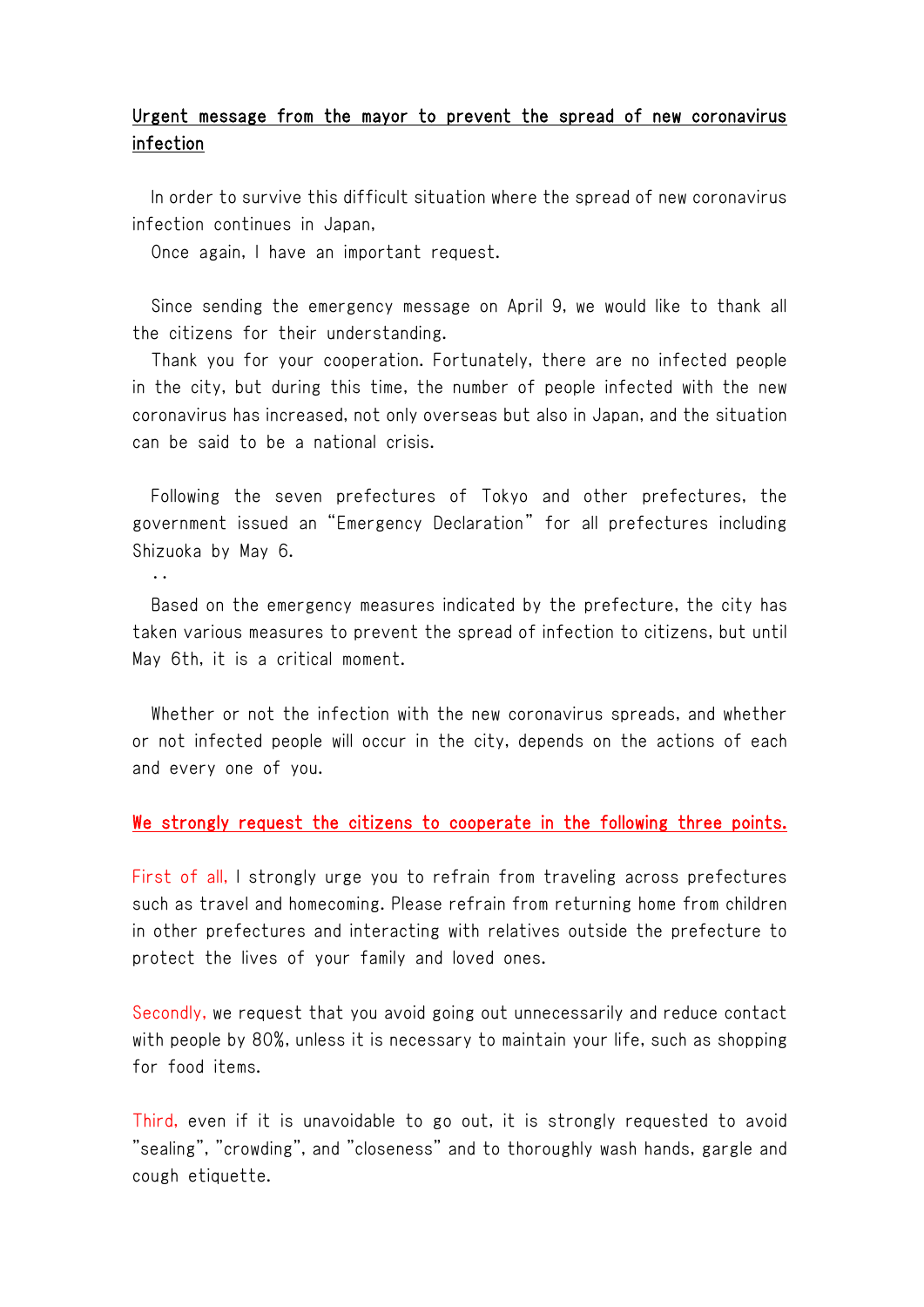**Urgent message from the mayor to prevent the spread of new coronavirus infection**

In order to survive this difficult situation where the spread of new coronavirus infection continues in Japan,

Once again, I have an important request.

Since sending the emergency message on April 9, we would like to thank all the citizens for their understanding.

Thank you for your cooperation. Fortunately, there are no infected people in the city, but during this time, the number of people infected with the new coronavirus has increased, not only overseas but also in Japan, and the situation can be said to be a national crisis.

Following the seven prefectures of Tokyo and other prefectures, the government issued an "Emergency Declaration" for all prefectures including Shizuoka by May 6.

..

Based on the emergency measures indicated by the prefecture, the city has taken various measures to prevent the spread of infection to citizens, but until May 6th, it is a critical moment.

Whether or not the infection with the new coronavirus spreads, and whether or not infected people will occur in the city, depends on the actions of each and every one of you.

**We strongly request the citizens to cooperate in the following three points.**

First of all, I strongly urge you to refrain from traveling across prefectures such as travel and homecoming. Please refrain from returning home from children in other prefectures and interacting with relatives outside the prefecture to protect the lives of your family and loved ones.

Secondly, we request that you avoid going out unnecessarily and reduce contact with people by 80%, unless it is necessary to maintain your life, such as shopping for food items.

Third, even if it is unavoidable to go out, it is strongly requested to avoid "sealing", "crowding", and "closeness" and to thoroughly wash hands, gargle and cough etiquette.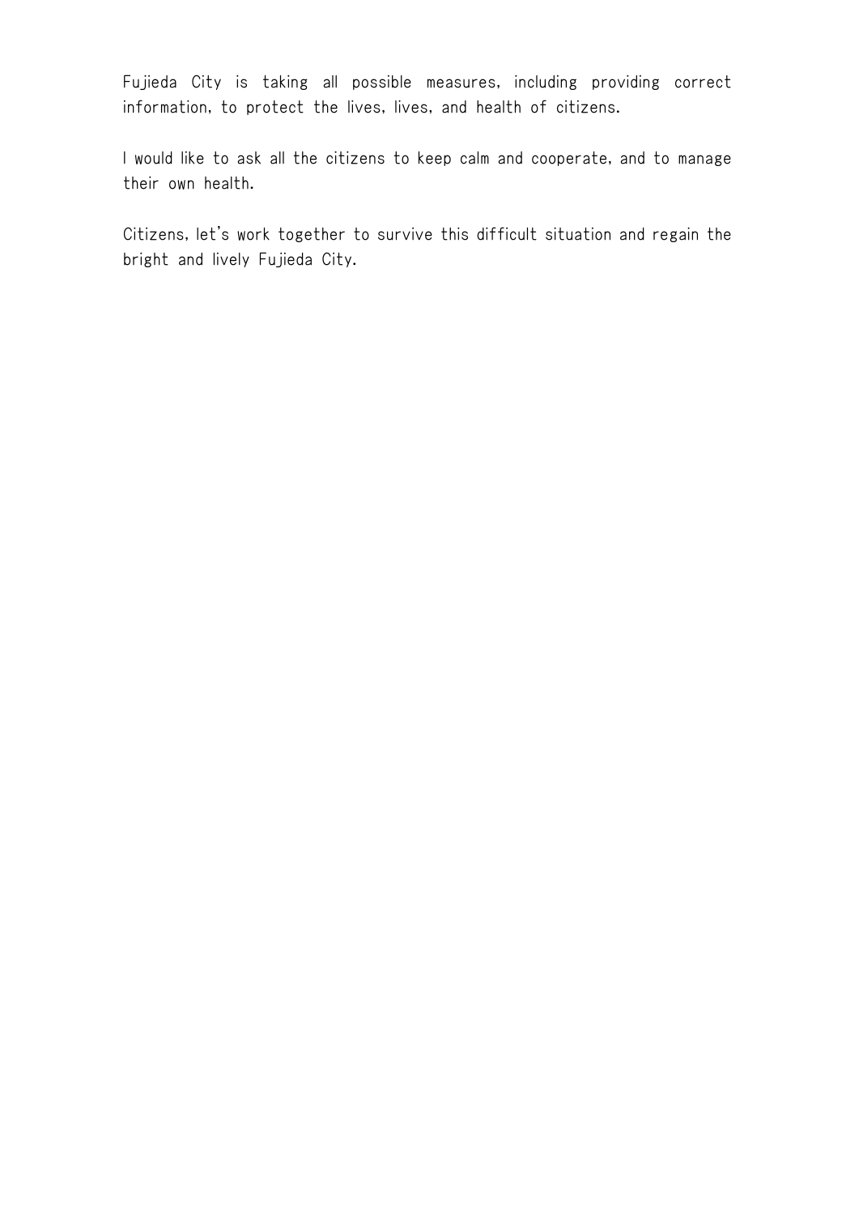Fujieda City is taking all possible measures, including providing correct information, to protect the lives, lives, and health of citizens.

I would like to ask all the citizens to keep calm and cooperate, and to manage their own health.

Citizens, let's work together to survive this difficult situation and regain the bright and lively Fujieda City.